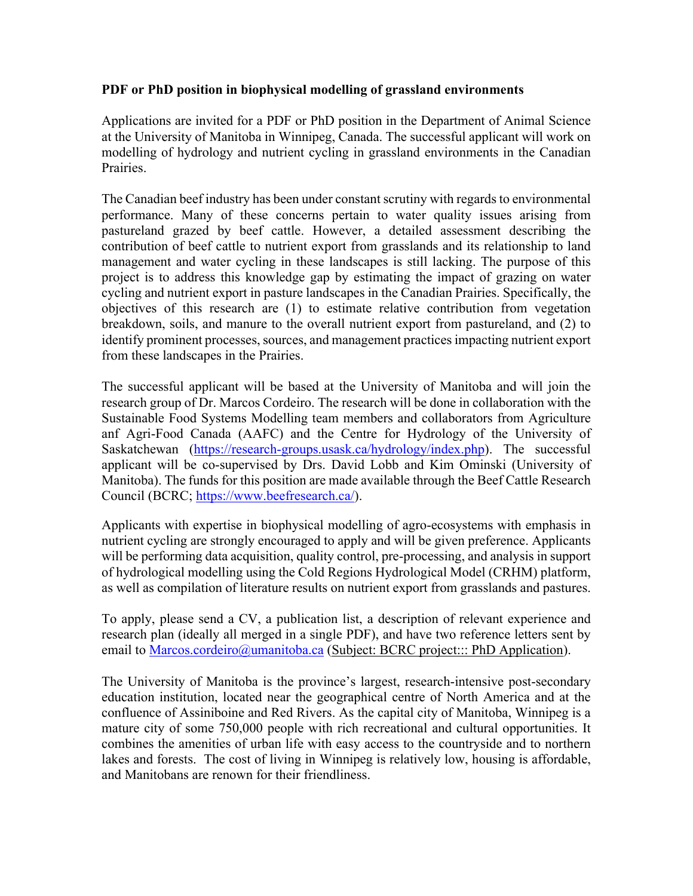**PDF or PhD position in biophysical modelling of grassland environments**

Applications are invited for a PDF or PhD position in the Department of Animal Science at the University of Manitoba in Winnipeg, Canada. The successful applicant will work on modelling of hydrology and nutrient cycling in grassland environments in the Canadian Prairies.

The Canadian beef industry has been under constant scrutiny with regards to environmental performance. Many of these concerns pertain to water quality issues arising from pastureland grazed by beef cattle. However, a detailed assessment describing the contribution of beef cattle to nutrient export from grasslands and its relationship to land management and water cycling in these landscapes is still lacking. The purpose of this project is to address this knowledge gap by estimating the impact of grazing on water cycling and nutrient export in pasture landscapes in the Canadian Prairies. Specifically, the objectives of this research are (1) to estimate relative contribution from vegetation breakdown, soils, and manure to the overall nutrient export from pastureland, and (2) to identify prominent processes, sources, and management practices impacting nutrient export from these landscapes in the Prairies.

The successful applicant will be based at the University of Manitoba and will join the research group of Dr. Marcos Cordeiro. The research will be done in collaboration with the Sustainable Food Systems Modelling team members and collaborators from Agriculture anf Agri-Food Canada (AAFC) and the Centre for Hydrology of the University of Saskatchewan (https://research-groups.usask.ca/hydrology/index.php). The successful applicant will be co-supervised by Drs. David Lobb and Kim Ominski (University of Manitoba). The funds for this position are made available through the Beef Cattle Research Council (BCRC; https://www.beefresearch.ca/).

Applicants with expertise in biophysical modelling of agro-ecosystems with emphasis in nutrient cycling are strongly encouraged to apply and will be given preference. Applicants will be performing data acquisition, quality control, pre-processing, and analysis in support of hydrological modelling using the Cold Regions Hydrological Model (CRHM) platform, as well as compilation of literature results on nutrient export from grasslands and pastures.

To apply, please send a CV, a publication list, a description of relevant experience and research plan (ideally all merged in a single PDF), and have two reference letters sent by email to Marcos.cordeiro@umanitoba.ca (Subject: BCRC project::: PhD Application).

The University of Manitoba is the province's largest, research-intensive post-secondary education institution, located near the geographical centre of North America and at the confluence of Assiniboine and Red Rivers. As the capital city of Manitoba, Winnipeg is a mature city of some 750,000 people with rich recreational and cultural opportunities. It combines the amenities of urban life with easy access to the countryside and to northern lakes and forests. The cost of living in Winnipeg is relatively low, housing is affordable, and Manitobans are renown for their friendliness.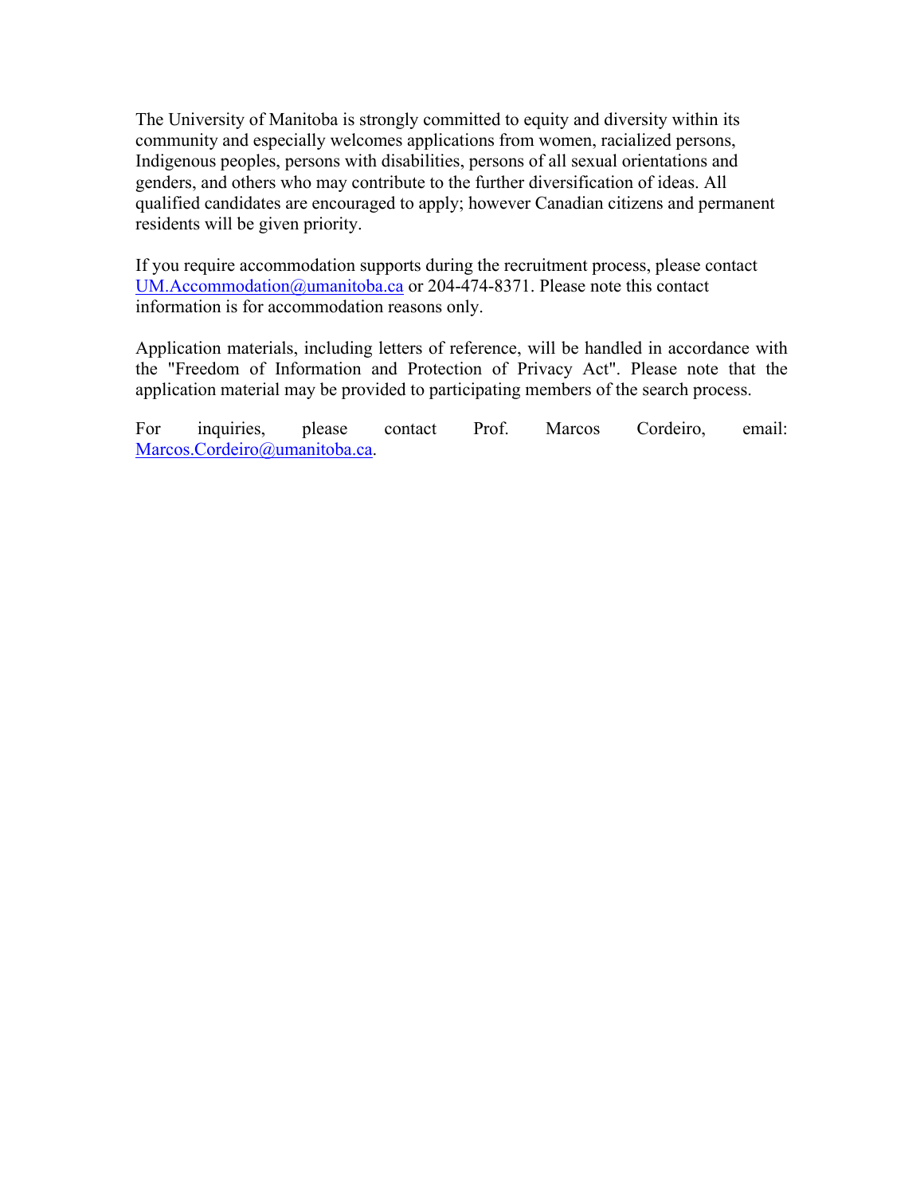The University of Manitoba is strongly committed to equity and diversity within its community and especially welcomes applications from women, racialized persons, Indigenous peoples, persons with disabilities, persons of all sexual orientations and genders, and others who may contribute to the further diversification of ideas. All qualified candidates are encouraged to apply; however Canadian citizens and permanent residents will be given priority.

If you require accommodation supports during the recruitment process, please contact UM.Accommodation@umanitoba.ca or 204-474-8371. Please note this contact information is for accommodation reasons only.

Application materials, including letters of reference, will be handled in accordance with the "Freedom of Information and Protection of Privacy Act". Please note that the application material may be provided to participating members of the search process.

For inquiries, please contact Prof. Marcos Cordeiro, email: Marcos.Cordeiro@umanitoba.ca.